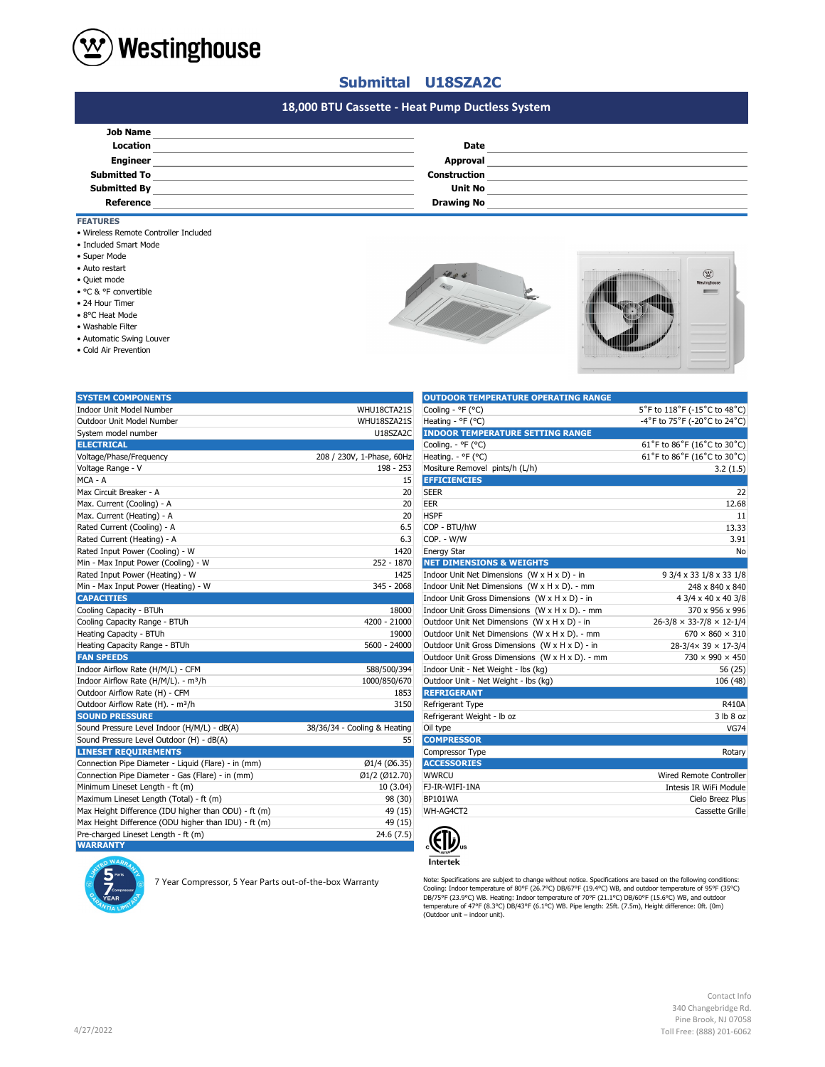# Westinghouse

## Submittal U18SZA2C

### 18,000 BTU Cassette - Heat Pump Ductless System

| | | | |
|---|---|---|---|
| **Job Name** | | | |
| **Location** | | **Date** | |
| **Engineer** | | **Approval** | |
| **Submitted To** | | **Construction** | |
| **Submitted By** | | **Unit No** | |
| **Reference** | | **Drawing No** | |

**FEATURES**

- Wireless Remote Controller Included
- Included Smart Mode
- Super Mode
- Auto restart
- Quiet mode
- °C & °F convertible
- 24 Hour Timer
- 8°C Heat Mode
- Washable Filter
- Automatic Swing Louver
- Cold Air Prevention

| SYSTEM COMPONENTS | |
|---|---|
| Indoor Unit Model Number | WHU18CTA21S |
| Outdoor Unit Model Number | WHU18SZA21S |
| System model number | U18SZA2C |
| **ELECTRICAL** | |
| Voltage/Phase/Frequency | 208 / 230V, 1-Phase, 60Hz |
| Voltage Range - V | 198 - 253 |
| MCA - A | 15 |
| Max Circuit Breaker - A | 20 |
| Max. Current (Cooling) - A | 20 |
| Max. Current (Heating) - A | 20 |
| Rated Current (Cooling) - A | 6.5 |
| Rated Current (Heating) - A | 6.3 |
| Rated Input Power (Cooling) - W | 1420 |
| Min - Max Input Power (Cooling) - W | 252 - 1870 |
| Rated Input Power (Heating) - W | 1425 |
| Min - Max Input Power (Heating) - W | 345 - 2068 |
| **CAPACITIES** | |
| Cooling Capacity - BTUh | 18000 |
| Cooling Capacity Range - BTUh | 4200 - 21000 |
| Heating Capacity - BTUh | 19000 |
| Heating Capacity Range - BTUh | 5600 - 24000 |
| **FAN SPEEDS** | |
| Indoor Airflow Rate (H/M/L) - CFM | 588/500/394 |
| Indoor Airflow Rate (H/M/L). - m³/h | 1000/850/670 |
| Outdoor Airflow Rate (H) - CFM | 1853 |
| Outdoor Airflow Rate (H). - m³/h | 3150 |
| **SOUND PRESSURE** | |
| Sound Pressure Level Indoor (H/M/L) - dB(A) | 38/36/34 - Cooling & Heating |
| Sound Pressure Level Outdoor (H) - dB(A) | 55 |
| **LINESET REQUIREMENTS** | |
| Connection Pipe Diameter - Liquid (Flare) - in (mm) | Ø1/4 (Ø6.35) |
| Connection Pipe Diameter - Gas (Flare) - in (mm) | Ø1/2 (Ø12.70) |
| Minimum Lineset Length - ft (m) | 10 (3.04) |
| Maximum Lineset Length (Total) - ft (m) | 98 (30) |
| Max Height Difference (IDU higher than ODU) - ft (m) | 49 (15) |
| Max Height Difference (ODU higher than IDU) - ft (m) | 49 (15) |
| Pre-charged Lineset Length - ft (m) | 24.6 (7.5) |
| **WARRANTY** | |

7 Year Compressor, 5 Year Parts out-of-the-box Warranty

| OUTDOOR TEMPERATURE OPERATING RANGE | |
|---|---|
| Cooling - °F (°C) | 5°F to 118°F (-15°C to 48°C) |
| Heating - °F (°C) | -4°F to 75°F (-20°C to 24°C) |
| **INDOOR TEMPERATURE SETTING RANGE** | |
| Cooling. - °F (°C) | 61°F to 86°F (16°C to 30°C) |
| Heating. - °F (°C) | 61°F to 86°F (16°C to 30°C) |
| Mositure Removel pints/h (L/h) | 3.2 (1.5) |
| **EFFICIENCIES** | |
| SEER | 22 |
| EER | 12.68 |
| HSPF | 11 |
| COP - BTU/hW | 13.33 |
| COP. - W/W | 3.91 |
| Energy Star | No |
| **NET DIMENSIONS & WEIGHTS** | |
| Indoor Unit Net Dimensions (W x H x D) - in | 9 3/4 x 33 1/8 x 33 1/8 |
| Indoor Unit Net Dimensions (W x H x D). - mm | 248 x 840 x 840 |
| Indoor Unit Gross Dimensions (W x H x D) - in | 4 3/4 x 40 x 40 3/8 |
| Indoor Unit Gross Dimensions (W x H x D). - mm | 370 x 956 x 996 |
| Outdoor Unit Net Dimensions (W x H x D) - in | 26-3/8 × 33-7/8 × 12-1/4 |
| Outdoor Unit Net Dimensions (W x H x D). - mm | 670 × 860 × 310 |
| Outdoor Unit Gross Dimensions (W x H x D) - in | 28-3/4× 39 × 17-3/4 |
| Outdoor Unit Gross Dimensions (W x H x D). - mm | 730 × 990 × 450 |
| Indoor Unit - Net Weight - lbs (kg) | 56 (25) |
| Outdoor Unit - Net Weight - lbs (kg) | 106 (48) |
| **REFRIGERANT** | |
| Refrigerant Type | R410A |
| Refrigerant Weight - lb oz | 3 lb 8 oz |
| Oil type | VG74 |
| **COMPRESSOR** | |
| Compressor Type | Rotary |
| **ACCESSORIES** | |
| WWRCU | Wired Remote Controller |
| FJ-IR-WIFI-1NA | Intesis IR WiFi Module |
| BP101WA | Cielo Breez Plus |
| WH-AG4CT2 | Cassette Grille |

Intertek

Note: Specifications are subject to change without notice. Specifications are based on the following conditions: Cooling: Indoor temperature of 80°F (26.7°C) DB/67°F (19.4°C) WB, and outdoor temperature of 95°F (35°C) DB/75°F (23.9°C) WB. Heating: Indoor temperature of 70°F (21.1°C) DB/60°F (15.6°C) WB, and outdoor temperature of 47°F (8.3°C) DB/43°F (6.1°C) WB. Pipe length: 25ft. (7.5m), Height difference: 0ft. (0m) (Outdoor unit – indoor unit).

4/27/2022

Contact Info
340 Changebridge Rd.
Pine Brook, NJ 07058
Toll Free: (888) 201-6062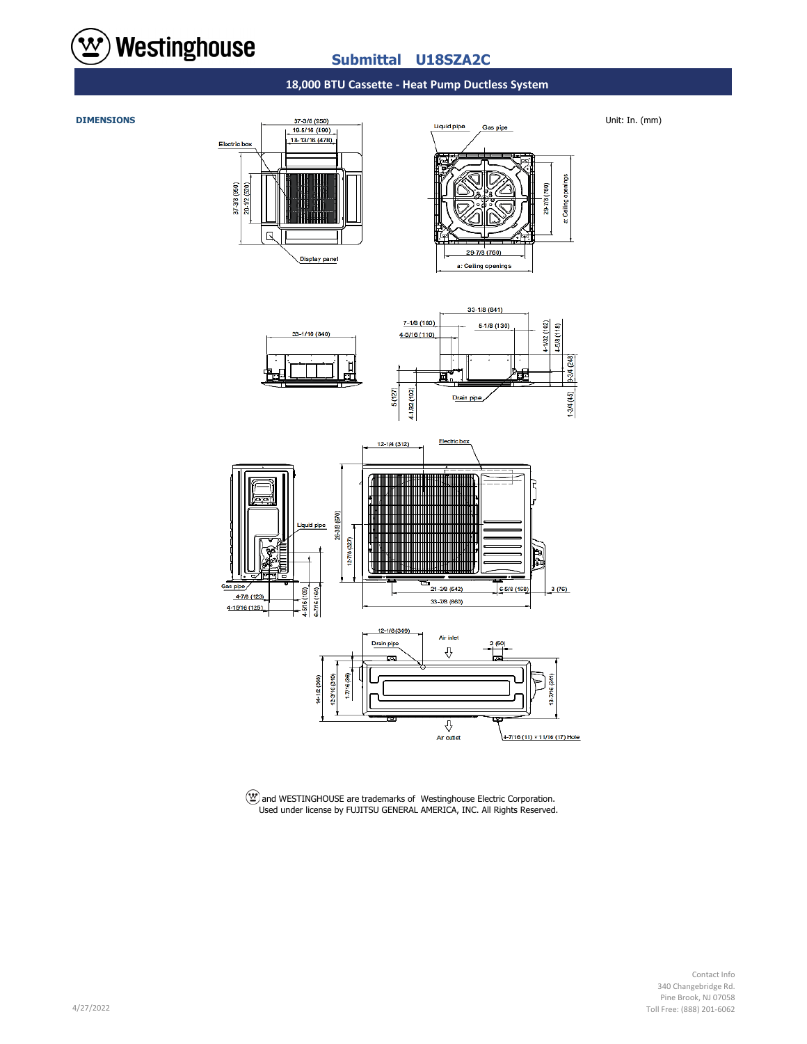# Submittal U18SZA2C

## 18,000 BTU Cassette - Heat Pump Ductless System

**DIMENSIONS**

Unit: In. (mm)

37-3/8 (950)
19-5/16 (490)
18-13/16 (478)
Electric box
37-3/8 (950)
20-1/2 (520)
Display panel

Liquid pipe
Gas pipe
29-7/8 (760)
a: Ceiling openings
29-7/8 (760)
a: Ceiling openings

33-1/16 (840)

33-1/8 (841)
7-1/8 (180)
5-1/8 (130)
4-5/16 (110)
4-1/32 (102)
4-5/8 (118)
9-3/4 (248)
5 (127)
4-1/32 (102)
Drain pipe
1-3/4 (45)

12-1/4 (312)
Electric box
Liquid pipe
26-3/8 (670)
12-7/8 (327)
Gas pipe
4-7/8 (123)
4-15/16 (125)
4-5/16 (109)
6-7/16 (164)
21-3/8 (542)
6-5/8 (168)
3 (76)
33-7/8 (860)

12-1/8 (309)
Drain pipe
Air inlet
2 (50)
14-1/2 (368)
12-3/16 (310)
1-7/16 (36)
13-7/16 (341)
Air outlet
4-7/16 (11) × 11/16 (17) Hole

and WESTINGHOUSE are trademarks of Westinghouse Electric Corporation.
Used under license by FUJITSU GENERAL AMERICA, INC. All Rights Reserved.

4/27/2022

Contact Info
340 Changebridge Rd.
Pine Brook, NJ 07058
Toll Free: (888) 201-6062